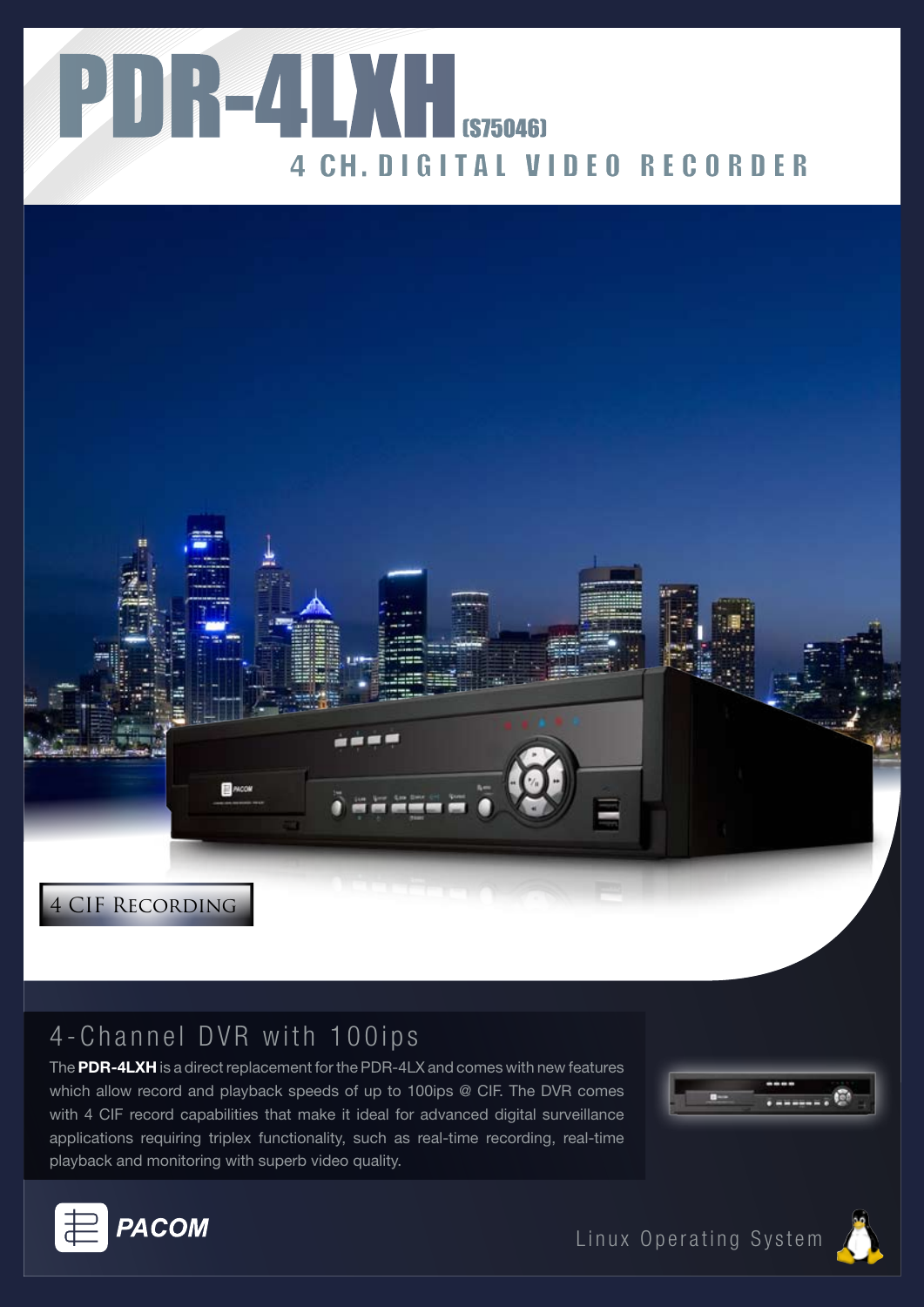# PDR-4LXH (S75046)

## 4 CH. DIGITAL VIDEO RECORDER

4 CIF Recording

## 4-Channel DVR with 100ips

The **PDR-4LXH** is a direct replacement for the PDR-4LX and comes with new features which allow record and playback speeds of up to 100ips @ CIF. The DVR comes with 4 CIF record capabilities that make it ideal for advanced digital surveillance applications requiring triplex functionality, such as real-time recording, real-time playback and monitoring with superb video quality.

PACOM

Linux Operating System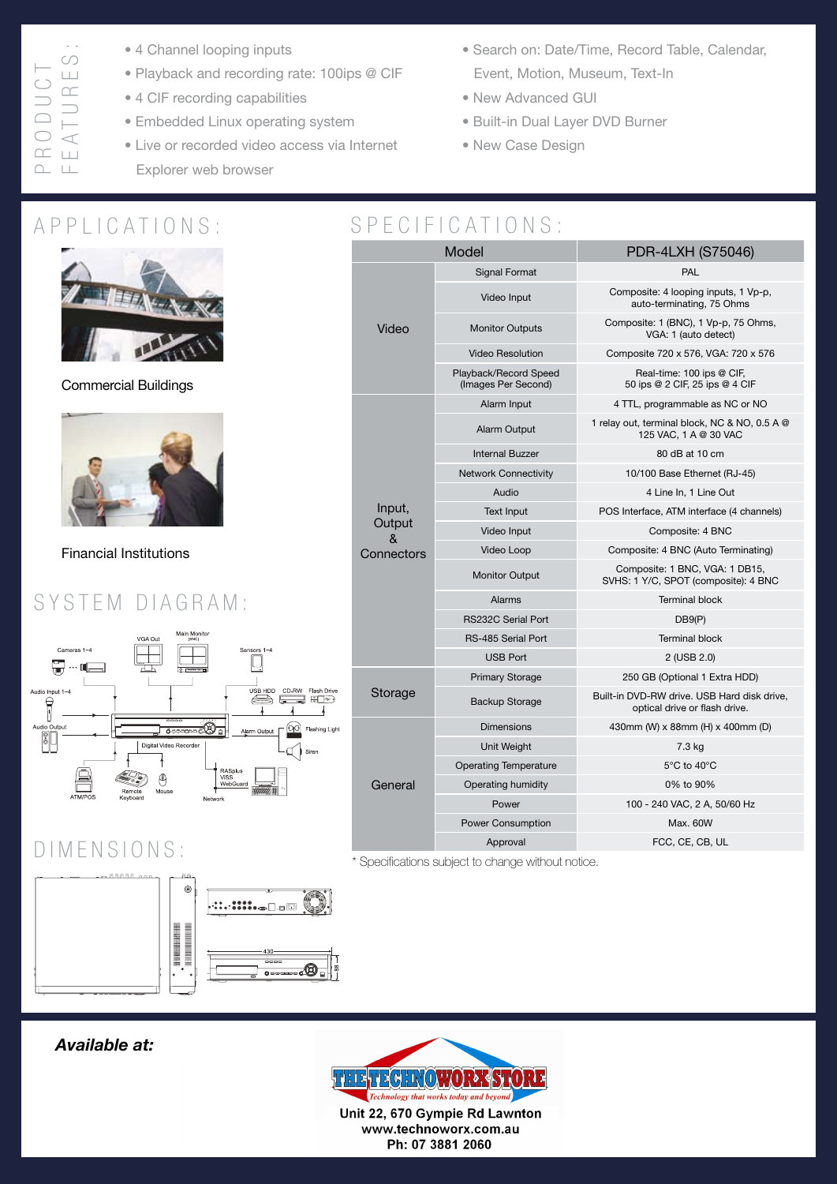## PRODUCT FEATURES:

- 4 Channel looping inputs
- Playback and recording rate: 100ips @ CIF
- 4 CIF recording capabilities
- Embedded Linux operating system
- Live or recorded video access via Internet Explorer web browser
- Search on: Date/Time, Record Table, Calendar, Event, Motion, Museum, Text-In
- New Advanced GUI
- Built-in Dual Layer DVD Burner
- New Case Design

## APPLICATIONS:

Commercial Buildings

Financial Institutions

## SYSTEM DIAGRAM:

Cameras 1~4
VGA Out
Main Monitor (BNC)
Sensors 1~4
Audio Input 1~4
USB HDD
CD-RW
Flash Drive
Audio Output
Alarm Output
Flashing Light
Siren
Digital Video Recorder
ATM/POS
Remote Keyboard
Mouse
RASplus VISS WebGuard
Network

## DIMENSIONS:

430
88

## SPECIFICATIONS:

| Model | | PDR-4LXH (S75046) |
|---|---|---|
| Video | Signal Format | PAL |
| | Video Input | Composite: 4 looping inputs, 1 Vp-p, auto-terminating, 75 Ohms |
| | Monitor Outputs | Composite: 1 (BNC), 1 Vp-p, 75 Ohms, VGA: 1 (auto detect) |
| | Video Resolution | Composite 720 x 576, VGA: 720 x 576 |
| | Playback/Record Speed (Images Per Second) | Real-time: 100 ips @ CIF, 50 ips @ 2 CIF, 25 ips @ 4 CIF |
| Input, Output & Connectors | Alarm Input | 4 TTL, programmable as NC or NO |
| | Alarm Output | 1 relay out, terminal block, NC & NO, 0.5 A @ 125 VAC, 1 A @ 30 VAC |
| | Internal Buzzer | 80 dB at 10 cm |
| | Network Connectivity | 10/100 Base Ethernet (RJ-45) |
| | Audio | 4 Line In, 1 Line Out |
| | Text Input | POS Interface, ATM interface (4 channels) |
| | Video Input | Composite: 4 BNC |
| | Video Loop | Composite: 4 BNC (Auto Terminating) |
| | Monitor Output | Composite: 1 BNC, VGA: 1 DB15, SVHS: 1 Y/C, SPOT (composite): 4 BNC |
| | Alarms | Terminal block |
| | RS232C Serial Port | DB9(P) |
| | RS-485 Serial Port | Terminal block |
| | USB Port | 2 (USB 2.0) |
| Storage | Primary Storage | 250 GB (Optional 1 Extra HDD) |
| | Backup Storage | Built-in DVD-RW drive. USB Hard disk drive, optical drive or flash drive. |
| General | Dimensions | 430mm (W) x 88mm (H) x 400mm (D) |
| | Unit Weight | 7.3 kg |
| | Operating Temperature | 5°C to 40°C |
| | Operating humidity | 0% to 90% |
| | Power | 100 - 240 VAC, 2 A, 50/60 Hz |
| | Power Consumption | Max. 60W |
| | Approval | FCC, CE, CB, UL |

* Specifications subject to change without notice.

***Available at:***

**THE TECHNOWORX STORE**
*Technology that works today and beyond*

**Unit 22, 670 Gympie Rd Lawnton**
**www.technoworx.com.au**
**Ph: 07 3881 2060**